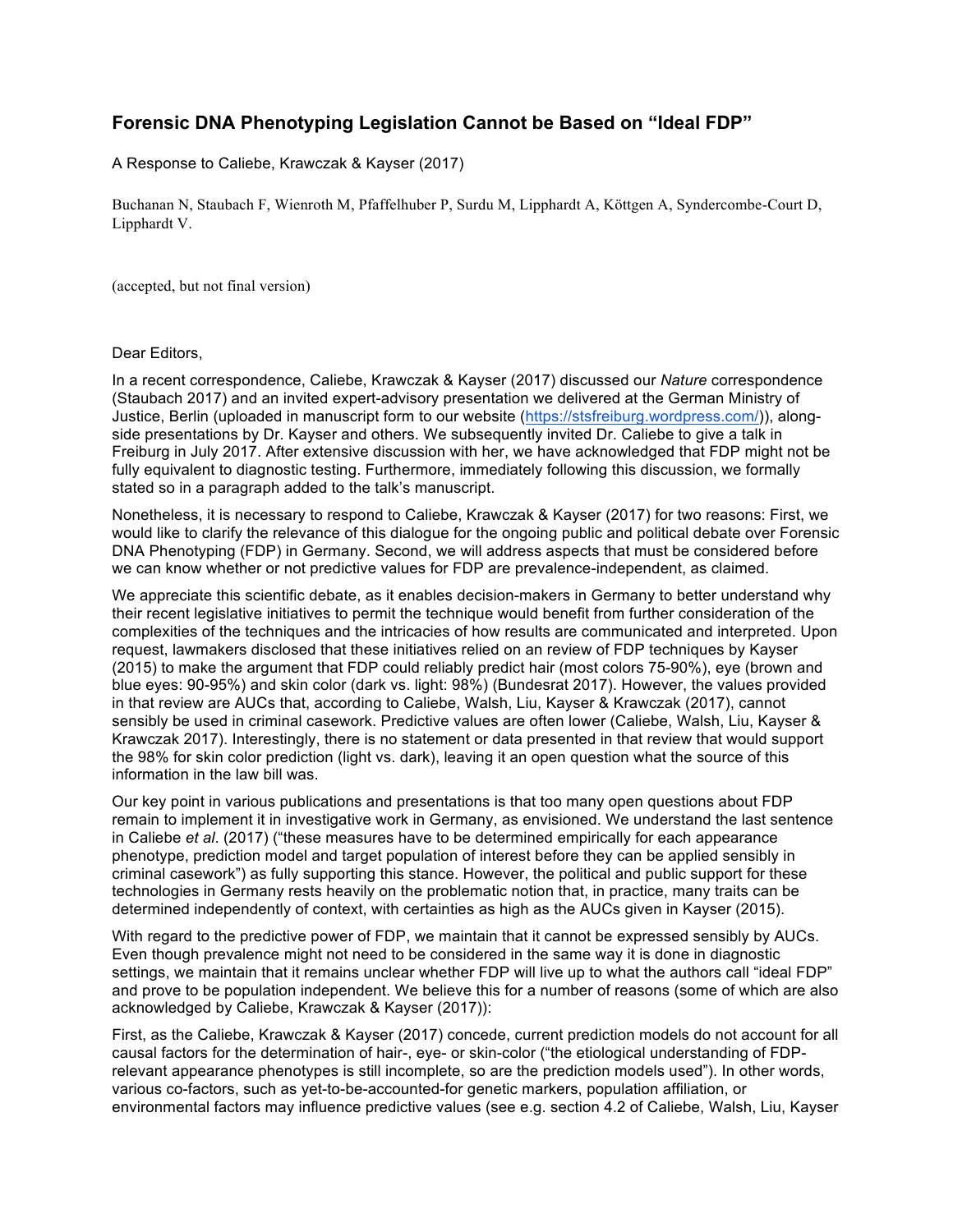# Forensic DNA Phenotyping Legislation Cannot be Based on "Ideal FDP"

A Response to Caliebe, Krawczak & Kayser (2017)

Buchanan N, Staubach F, Wienroth M, Pfaffelhuber P, Surdu M, Lipphardt A, Köttgen A, Syndercombe-Court D, Lipphardt V.

(accepted, but not final version)

Dear Editors,

In a recent correspondence, Caliebe, Krawczak & Kayser (2017) discussed our *Nature* correspondence (Staubach 2017) and an invited expert-advisory presentation we delivered at the German Ministry of Justice, Berlin (uploaded in manuscript form to our website (https://stsfreiburg.wordpress.com/)), along-side presentations by Dr. Kayser and others. We subsequently invited Dr. Caliebe to give a talk in Freiburg in July 2017. After extensive discussion with her, we have acknowledged that FDP might not be fully equivalent to diagnostic testing. Furthermore, immediately following this discussion, we formally stated so in a paragraph added to the talk's manuscript.

Nonetheless, it is necessary to respond to Caliebe, Krawczak & Kayser (2017) for two reasons: First, we would like to clarify the relevance of this dialogue for the ongoing public and political debate over Forensic DNA Phenotyping (FDP) in Germany. Second, we will address aspects that must be considered before we can know whether or not predictive values for FDP are prevalence-independent, as claimed.

We appreciate this scientific debate, as it enables decision-makers in Germany to better understand why their recent legislative initiatives to permit the technique would benefit from further consideration of the complexities of the techniques and the intricacies of how results are communicated and interpreted. Upon request, lawmakers disclosed that these initiatives relied on an review of FDP techniques by Kayser (2015) to make the argument that FDP could reliably predict hair (most colors 75-90%), eye (brown and blue eyes: 90-95%) and skin color (dark vs. light: 98%) (Bundesrat 2017). However, the values provided in that review are AUCs that, according to Caliebe, Walsh, Liu, Kayser & Krawczak (2017), cannot sensibly be used in criminal casework. Predictive values are often lower (Caliebe, Walsh, Liu, Kayser & Krawczak 2017). Interestingly, there is no statement or data presented in that review that would support the 98% for skin color prediction (light vs. dark), leaving it an open question what the source of this information in the law bill was.

Our key point in various publications and presentations is that too many open questions about FDP remain to implement it in investigative work in Germany, as envisioned. We understand the last sentence in Caliebe *et al*. (2017) ("these measures have to be determined empirically for each appearance phenotype, prediction model and target population of interest before they can be applied sensibly in criminal casework") as fully supporting this stance. However, the political and public support for these technologies in Germany rests heavily on the problematic notion that, in practice, many traits can be determined independently of context, with certainties as high as the AUCs given in Kayser (2015).

With regard to the predictive power of FDP, we maintain that it cannot be expressed sensibly by AUCs. Even though prevalence might not need to be considered in the same way it is done in diagnostic settings, we maintain that it remains unclear whether FDP will live up to what the authors call "ideal FDP" and prove to be population independent. We believe this for a number of reasons (some of which are also acknowledged by Caliebe, Krawczak & Kayser (2017)):

First, as the Caliebe, Krawczak & Kayser (2017) concede, current prediction models do not account for all causal factors for the determination of hair-, eye- or skin-color ("the etiological understanding of FDP-relevant appearance phenotypes is still incomplete, so are the prediction models used"). In other words, various co-factors, such as yet-to-be-accounted-for genetic markers, population affiliation, or environmental factors may influence predictive values (see e.g. section 4.2 of Caliebe, Walsh, Liu, Kayser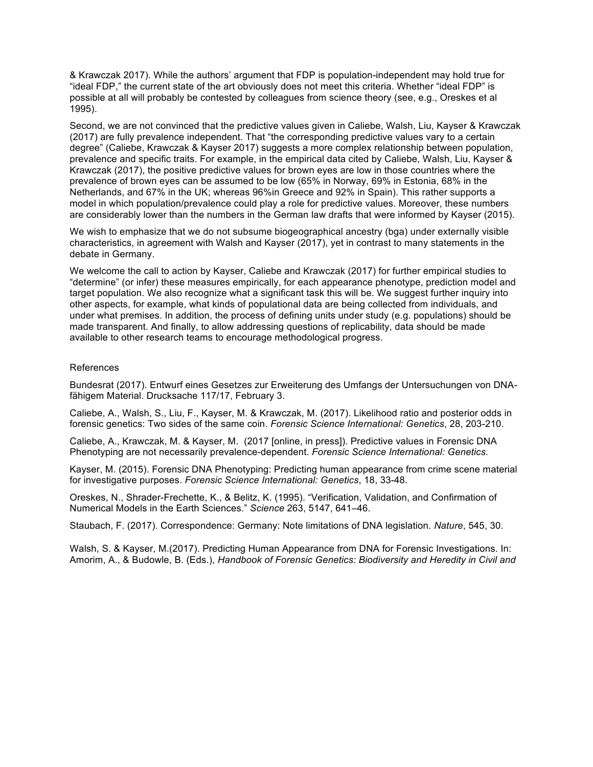& Krawczak 2017). While the authors' argument that FDP is population-independent may hold true for "ideal FDP," the current state of the art obviously does not meet this criteria. Whether "ideal FDP" is possible at all will probably be contested by colleagues from science theory (see, e.g., Oreskes et al 1995).

Second, we are not convinced that the predictive values given in Caliebe, Walsh, Liu, Kayser & Krawczak (2017) are fully prevalence independent. That "the corresponding predictive values vary to a certain degree" (Caliebe, Krawczak & Kayser 2017) suggests a more complex relationship between population, prevalence and specific traits. For example, in the empirical data cited by Caliebe, Walsh, Liu, Kayser & Krawczak (2017), the positive predictive values for brown eyes are low in those countries where the prevalence of brown eyes can be assumed to be low (65% in Norway, 69% in Estonia, 68% in the Netherlands, and 67% in the UK; whereas 96%in Greece and 92% in Spain). This rather supports a model in which population/prevalence could play a role for predictive values. Moreover, these numbers are considerably lower than the numbers in the German law drafts that were informed by Kayser (2015).

We wish to emphasize that we do not subsume biogeographical ancestry (bga) under externally visible characteristics, in agreement with Walsh and Kayser (2017), yet in contrast to many statements in the debate in Germany.

We welcome the call to action by Kayser, Caliebe and Krawczak (2017) for further empirical studies to "determine" (or infer) these measures empirically, for each appearance phenotype, prediction model and target population. We also recognize what a significant task this will be. We suggest further inquiry into other aspects, for example, what kinds of populational data are being collected from individuals, and under what premises. In addition, the process of defining units under study (e.g. populations) should be made transparent. And finally, to allow addressing questions of replicability, data should be made available to other research teams to encourage methodological progress.

References

Bundesrat (2017). Entwurf eines Gesetzes zur Erweiterung des Umfangs der Untersuchungen von DNA-fähigem Material. Drucksache 117/17, February 3.

Caliebe, A., Walsh, S., Liu, F., Kayser, M. & Krawczak, M. (2017). Likelihood ratio and posterior odds in forensic genetics: Two sides of the same coin. *Forensic Science International: Genetics*, 28, 203-210.

Caliebe, A., Krawczak, M. & Kayser, M. (2017 [online, in press]). Predictive values in Forensic DNA Phenotyping are not necessarily prevalence-dependent. *Forensic Science International: Genetics.*

Kayser, M. (2015). Forensic DNA Phenotyping: Predicting human appearance from crime scene material for investigative purposes. *Forensic Science International: Genetics*, 18, 33-48.

Oreskes, N., Shrader-Frechette, K., & Belitz, K. (1995). "Verification, Validation, and Confirmation of Numerical Models in the Earth Sciences." *Science* 263, 5147, 641–46.

Staubach, F. (2017). Correspondence: Germany: Note limitations of DNA legislation. *Nature*, 545, 30.

Walsh, S. & Kayser, M.(2017). Predicting Human Appearance from DNA for Forensic Investigations. In: Amorim, A., & Budowle, B. (Eds.), *Handbook of Forensic Genetics: Biodiversity and Heredity in Civil and*